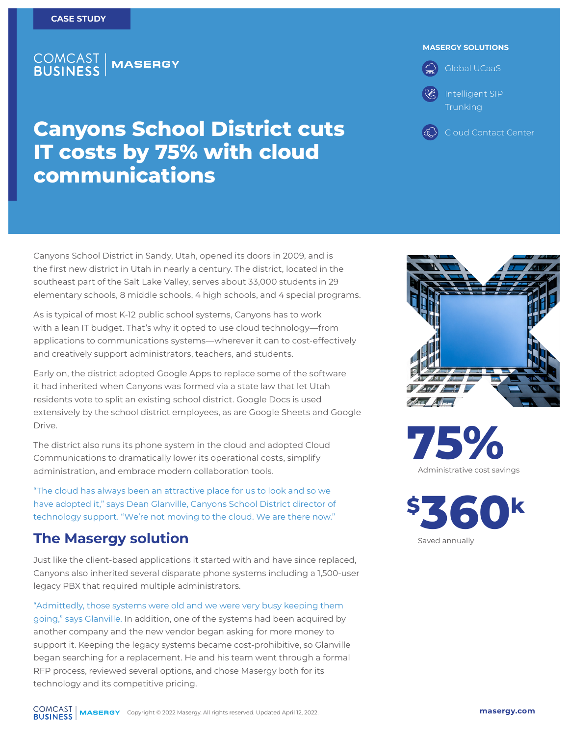CASE STUDY

COMCAST BUSINESS | MASERGY

# Canyons School District cuts IT costs by 75% with cloud communications

**MASERGY SOLUTIONS**

- Global UCaaS
- Intelligent SIP Trunking
- Cloud Contact Center

Canyons School District in Sandy, Utah, opened its doors in 2009, and is the first new district in Utah in nearly a century. The district, located in the southeast part of the Salt Lake Valley, serves about 33,000 students in 29 elementary schools, 8 middle schools, 4 high schools, and 4 special programs.

As is typical of most K-12 public school systems, Canyons has to work with a lean IT budget. That's why it opted to use cloud technology—from applications to communications systems—wherever it can to cost-effectively and creatively support administrators, teachers, and students.

Early on, the district adopted Google Apps to replace some of the software it had inherited when Canyons was formed via a state law that let Utah residents vote to split an existing school district. Google Docs is used extensively by the school district employees, as are Google Sheets and Google Drive.

The district also runs its phone system in the cloud and adopted Cloud Communications to dramatically lower its operational costs, simplify administration, and embrace modern collaboration tools.

"The cloud has always been an attractive place for us to look and so we have adopted it," says Dean Glanville, Canyons School District director of technology support. "We're not moving to the cloud. We are there now."

**75%**
Administrative cost savings

**$360k**
Saved annually

## The Masergy solution

Just like the client-based applications it started with and have since replaced, Canyons also inherited several disparate phone systems including a 1,500-user legacy PBX that required multiple administrators.

"Admittedly, those systems were old and we were very busy keeping them going," says Glanville. In addition, one of the systems had been acquired by another company and the new vendor began asking for more money to support it. Keeping the legacy systems became cost-prohibitive, so Glanville began searching for a replacement. He and his team went through a formal RFP process, reviewed several options, and chose Masergy both for its technology and its competitive pricing.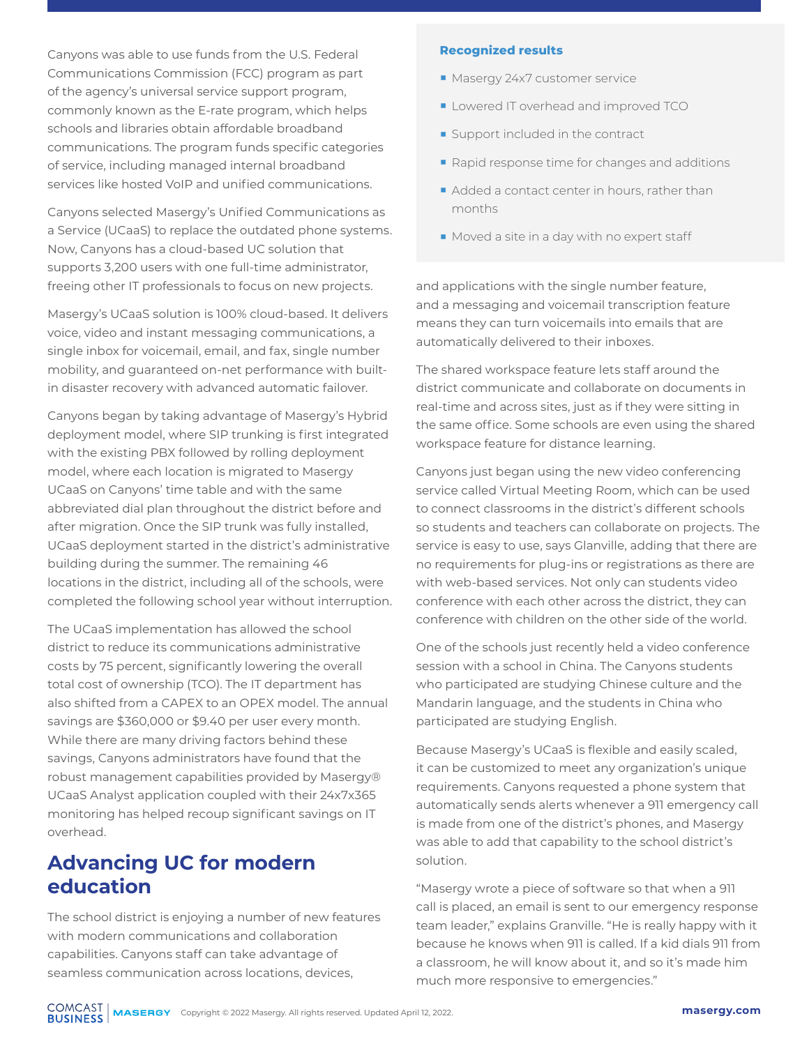Canyons was able to use funds from the U.S. Federal Communications Commission (FCC) program as part of the agency's universal service support program, commonly known as the E-rate program, which helps schools and libraries obtain affordable broadband communications. The program funds specific categories of service, including managed internal broadband services like hosted VoIP and unified communications.

Canyons selected Masergy's Unified Communications as a Service (UCaaS) to replace the outdated phone systems. Now, Canyons has a cloud-based UC solution that supports 3,200 users with one full-time administrator, freeing other IT professionals to focus on new projects.

Masergy's UCaaS solution is 100% cloud-based. It delivers voice, video and instant messaging communications, a single inbox for voicemail, email, and fax, single number mobility, and guaranteed on-net performance with built-in disaster recovery with advanced automatic failover.

Canyons began by taking advantage of Masergy's Hybrid deployment model, where SIP trunking is first integrated with the existing PBX followed by rolling deployment model, where each location is migrated to Masergy UCaaS on Canyons' time table and with the same abbreviated dial plan throughout the district before and after migration. Once the SIP trunk was fully installed, UCaaS deployment started in the district's administrative building during the summer. The remaining 46 locations in the district, including all of the schools, were completed the following school year without interruption.

The UCaaS implementation has allowed the school district to reduce its communications administrative costs by 75 percent, significantly lowering the overall total cost of ownership (TCO). The IT department has also shifted from a CAPEX to an OPEX model. The annual savings are $360,000 or $9.40 per user every month. While there are many driving factors behind these savings, Canyons administrators have found that the robust management capabilities provided by Masergy® UCaaS Analyst application coupled with their 24x7x365 monitoring has helped recoup significant savings on IT overhead.

## Advancing UC for modern education

The school district is enjoying a number of new features with modern communications and collaboration capabilities. Canyons staff can take advantage of seamless communication across locations, devices, and applications with the single number feature, and a messaging and voicemail transcription feature means they can turn voicemails into emails that are automatically delivered to their inboxes.

The shared workspace feature lets staff around the district communicate and collaborate on documents in real-time and across sites, just as if they were sitting in the same office. Some schools are even using the shared workspace feature for distance learning.

Canyons just began using the new video conferencing service called Virtual Meeting Room, which can be used to connect classrooms in the district's different schools so students and teachers can collaborate on projects. The service is easy to use, says Glanville, adding that there are no requirements for plug-ins or registrations as there are with web-based services. Not only can students video conference with each other across the district, they can conference with children on the other side of the world.

One of the schools just recently held a video conference session with a school in China. The Canyons students who participated are studying Chinese culture and the Mandarin language, and the students in China who participated are studying English.

Because Masergy's UCaaS is flexible and easily scaled, it can be customized to meet any organization's unique requirements. Canyons requested a phone system that automatically sends alerts whenever a 911 emergency call is made from one of the district's phones, and Masergy was able to add that capability to the school district's solution.

"Masergy wrote a piece of software so that when a 911 call is placed, an email is sent to our emergency response team leader," explains Granville. "He is really happy with it because he knows when 911 is called. If a kid dials 911 from a classroom, he will know about it, and so it's made him much more responsive to emergencies."

### Recognized results

- Masergy 24x7 customer service
- Lowered IT overhead and improved TCO
- Support included in the contract
- Rapid response time for changes and additions
- Added a contact center in hours, rather than months
- Moved a site in a day with no expert staff

COMCAST BUSINESS | MASERGY Copyright © 2022 Masergy. All rights reserved. Updated April 12, 2022. masergy.com